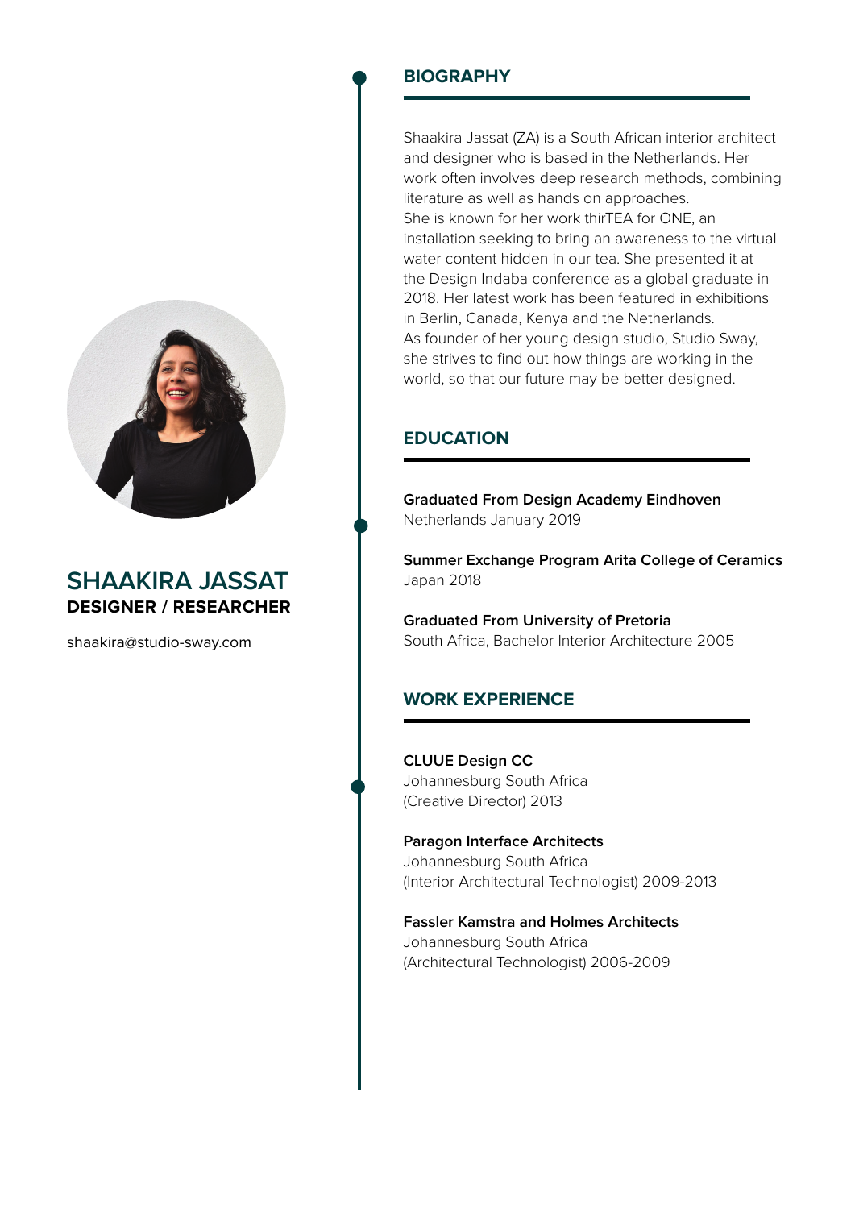# SHAAKIRA JASSAT

**DESIGNER / RESEARCHER**

shaakira@studio-sway.com

## BIOGRAPHY

Shaakira Jassat (ZA) is a South African interior architect and designer who is based in the Netherlands. Her work often involves deep research methods, combining literature as well as hands on approaches.
She is known for her work thirTEA for ONE, an installation seeking to bring an awareness to the virtual water content hidden in our tea. She presented it at the Design Indaba conference as a global graduate in 2018. Her latest work has been featured in exhibitions in Berlin, Canada, Kenya and the Netherlands.
As founder of her young design studio, Studio Sway, she strives to find out how things are working in the world, so that our future may be better designed.

## EDUCATION

**Graduated From Design Academy Eindhoven**
Netherlands January 2019

**Summer Exchange Program Arita College of Ceramics**
Japan 2018

**Graduated From University of Pretoria**
South Africa, Bachelor Interior Architecture 2005

## WORK EXPERIENCE

**CLUUE Design CC**
Johannesburg South Africa
(Creative Director) 2013

**Paragon Interface Architects**
Johannesburg South Africa
(Interior Architectural Technologist) 2009-2013

**Fassler Kamstra and Holmes Architects**
Johannesburg South Africa
(Architectural Technologist) 2006-2009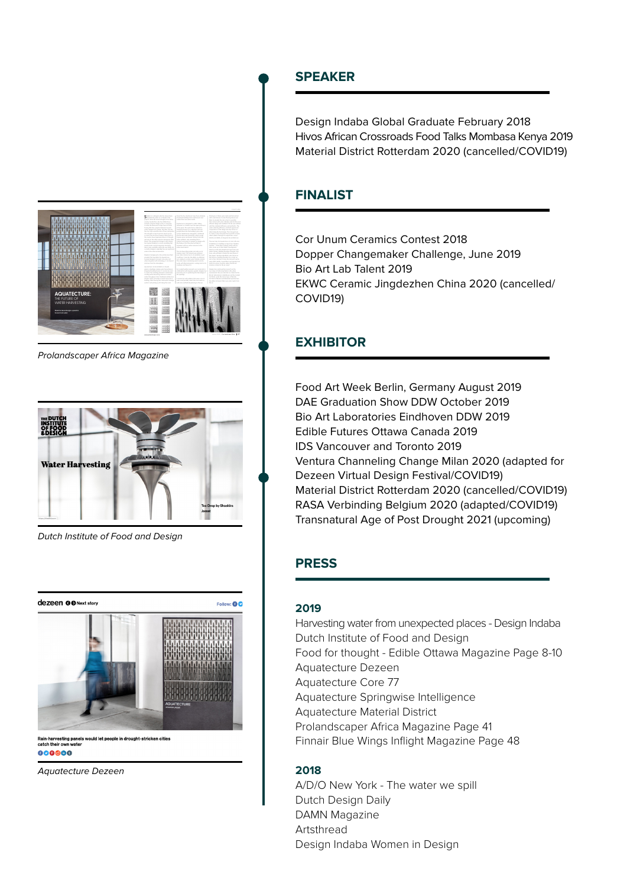## SPEAKER

Design Indaba Global Graduate February 2018
Hivos African Crossroads Food Talks Mombasa Kenya 2019
Material District Rotterdam 2020 (cancelled/COVID19)

## FINALIST

Cor Unum Ceramics Contest 2018
Dopper Changemaker Challenge, June 2019
Bio Art Lab Talent 2019
EKWC Ceramic Jingdezhen China 2020 (cancelled/COVID19)

## EXHIBITOR

Food Art Week Berlin, Germany August 2019
DAE Graduation Show DDW October 2019
Bio Art Laboratories Eindhoven DDW 2019
Edible Futures Ottawa Canada 2019
IDS Vancouver and Toronto 2019
Ventura Channeling Change Milan 2020 (adapted for Dezeen Virtual Design Festival/COVID19)
Material District Rotterdam 2020 (cancelled/COVID19)
RASA Verbinding Belgium 2020 (adapted/COVID19)
Transnatural Age of Post Drought 2021 (upcoming)

## PRESS

### 2019

Harvesting water from unexpected places - Design Indaba
Dutch Institute of Food and Design
Food for thought - Edible Ottawa Magazine Page 8-10
Aquatecture Dezeen
Aquatecture Core 77
Aquatecture Springwise Intelligence
Aquatecture Material District
Prolandscaper Africa Magazine Page 41
Finnair Blue Wings Inflight Magazine Page 48

### 2018

A/D/O New York - The water we spill
Dutch Design Daily
DAMN Magazine
Artsthread
Design Indaba Women in Design

*Prolandscaper Africa Magazine*

*Dutch Institute of Food and Design*

*Aquatecture Dezeen*